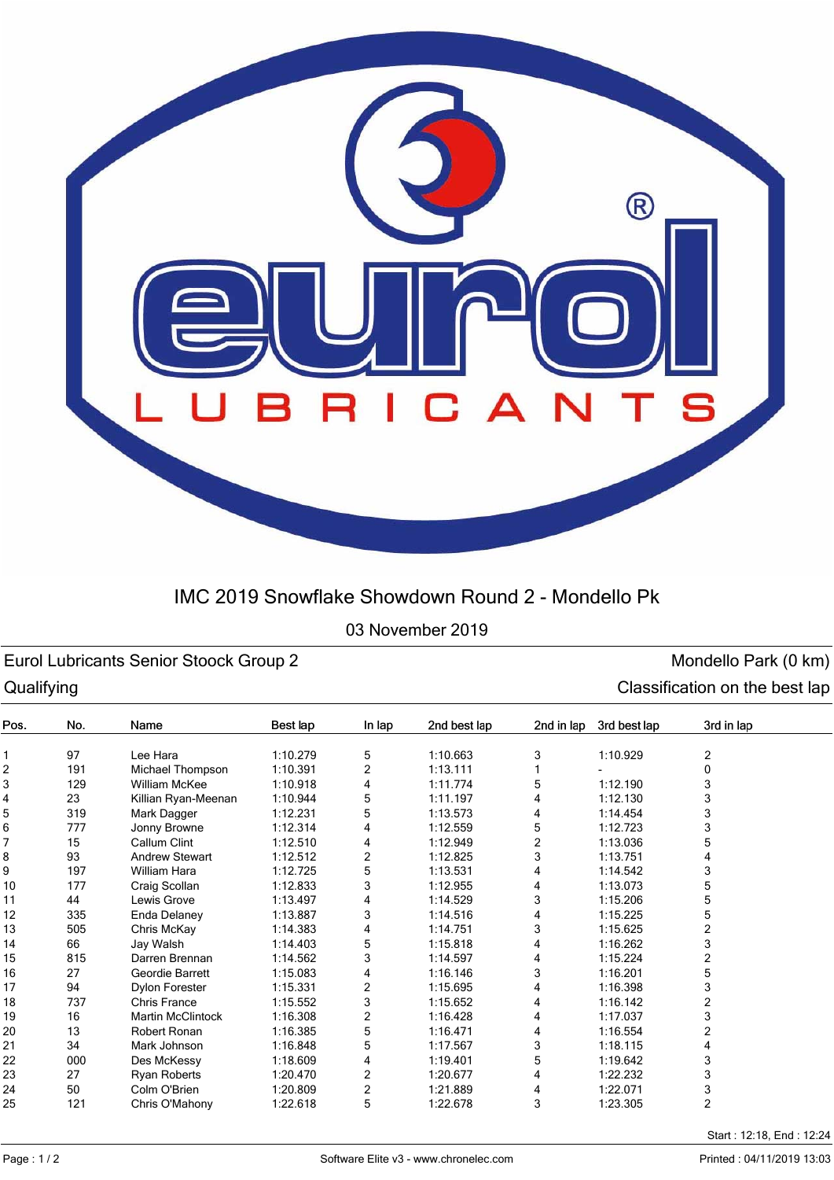# IMC 2019 Snowflake Showdown Round 2 - Mondello Pk

03 November 2019

**Eurol Lubricants Senior Stoock Group 2** — Mondello Park (0 km)

**Qualifying** — Classification on the best lap

| Pos. | No. | Name | Best lap | In lap | 2nd best lap | 2nd in lap | 3rd best lap | 3rd in lap |
|---|---|---|---|---|---|---|---|---|
| 1 | 97 | Lee Hara | 1:10.279 | 5 | 1:10.663 | 3 | 1:10.929 | 2 |
| 2 | 191 | Michael Thompson | 1:10.391 | 2 | 1:13.111 | 1 | - | 0 |
| 3 | 129 | William McKee | 1:10.918 | 4 | 1:11.774 | 5 | 1:12.190 | 3 |
| 4 | 23 | Killian Ryan-Meenan | 1:10.944 | 5 | 1:11.197 | 4 | 1:12.130 | 3 |
| 5 | 319 | Mark Dagger | 1:12.231 | 5 | 1:13.573 | 4 | 1:14.454 | 3 |
| 6 | 777 | Jonny Browne | 1:12.314 | 4 | 1:12.559 | 5 | 1:12.723 | 3 |
| 7 | 15 | Callum Clint | 1:12.510 | 4 | 1:12.949 | 2 | 1:13.036 | 5 |
| 8 | 93 | Andrew Stewart | 1:12.512 | 2 | 1:12.825 | 3 | 1:13.751 | 4 |
| 9 | 197 | William Hara | 1:12.725 | 5 | 1:13.531 | 4 | 1:14.542 | 3 |
| 10 | 177 | Craig Scollan | 1:12.833 | 3 | 1:12.955 | 4 | 1:13.073 | 5 |
| 11 | 44 | Lewis Grove | 1:13.497 | 4 | 1:14.529 | 3 | 1:15.206 | 5 |
| 12 | 335 | Enda Delaney | 1:13.887 | 3 | 1:14.516 | 4 | 1:15.225 | 5 |
| 13 | 505 | Chris McKay | 1:14.383 | 4 | 1:14.751 | 3 | 1:15.625 | 2 |
| 14 | 66 | Jay Walsh | 1:14.403 | 5 | 1:15.818 | 4 | 1:16.262 | 3 |
| 15 | 815 | Darren Brennan | 1:14.562 | 3 | 1:14.597 | 4 | 1:15.224 | 2 |
| 16 | 27 | Geordie Barrett | 1:15.083 | 4 | 1:16.146 | 3 | 1:16.201 | 5 |
| 17 | 94 | Dylon Forester | 1:15.331 | 2 | 1:15.695 | 4 | 1:16.398 | 3 |
| 18 | 737 | Chris France | 1:15.552 | 3 | 1:15.652 | 4 | 1:16.142 | 2 |
| 19 | 16 | Martin McClintock | 1:16.308 | 2 | 1:16.428 | 4 | 1:17.037 | 3 |
| 20 | 13 | Robert Ronan | 1:16.385 | 5 | 1:16.471 | 4 | 1:16.554 | 2 |
| 21 | 34 | Mark Johnson | 1:16.848 | 5 | 1:17.567 | 3 | 1:18.115 | 4 |
| 22 | 000 | Des McKessy | 1:18.609 | 4 | 1:19.401 | 5 | 1:19.642 | 3 |
| 23 | 27 | Ryan Roberts | 1:20.470 | 2 | 1:20.677 | 4 | 1:22.232 | 3 |
| 24 | 50 | Colm O'Brien | 1:20.809 | 2 | 1:21.889 | 4 | 1:22.071 | 3 |
| 25 | 121 | Chris O'Mahony | 1:22.618 | 5 | 1:22.678 | 3 | 1:23.305 | 2 |

Start : 12:18, End : 12:24

Software Elite v3 - www.chronelec.com

Printed : 04/11/2019 13:03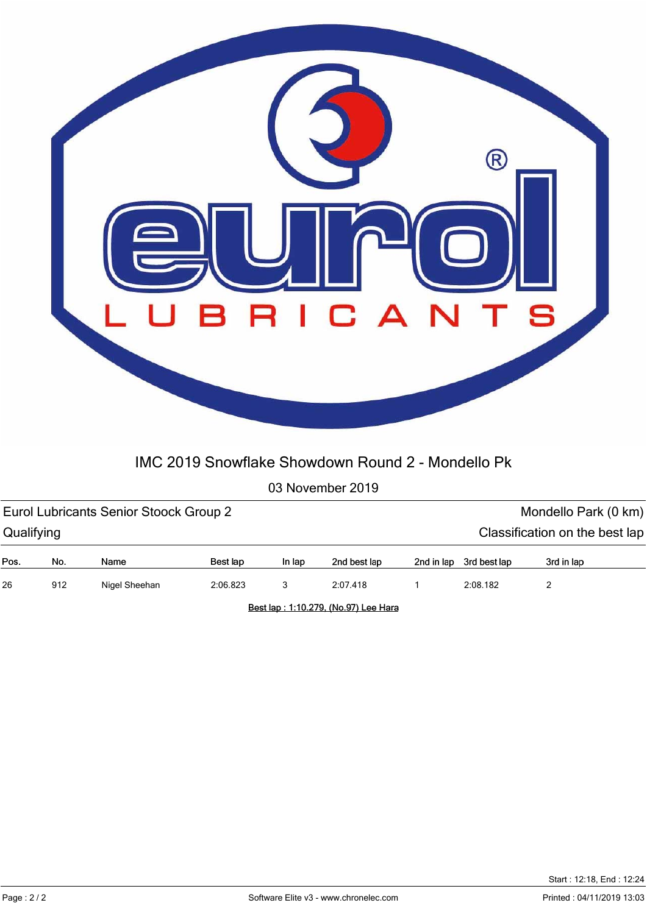IMC 2019 Snowflake Showdown Round 2 - Mondello Pk

03 November 2019

Eurol Lubricants Senior Stoock Group 2 — Mondello Park (0 km)

Qualifying — Classification on the best lap

| Pos. | No. | Name | Best lap | In lap | 2nd best lap | 2nd in lap | 3rd best lap | 3rd in lap |
|---|---|---|---|---|---|---|---|---|
| 26 | 912 | Nigel Sheehan | 2:06.823 | 3 | 2:07.418 | 1 | 2:08.182 | 2 |

Best lap : 1:10.279, (No.97) Lee Hara

Start : 12:18, End : 12:24

Software Elite v3 - www.chronelec.com

Printed : 04/11/2019 13:03